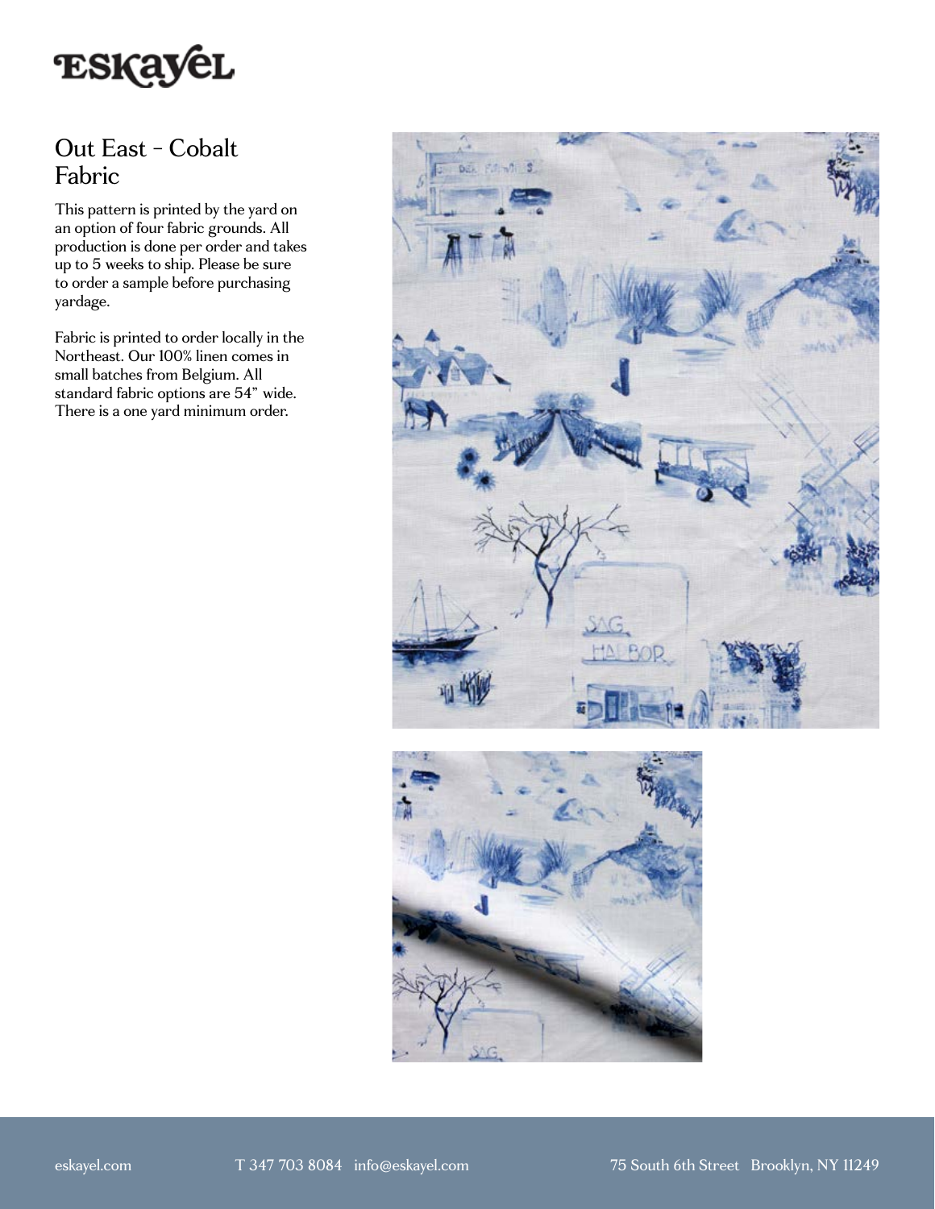# Out East - Cobalt Fabric

This pattern is printed by the yard on an option of four fabric grounds. All production is done per order and takes up to 5 weeks to ship. Please be sure to order a sample before purchasing yardage.

Fabric is printed to order locally in the Northeast. Our 100% linen comes in small batches from Belgium. All standard fabric options are 54" wide. There is a one yard minimum order.

eskayel.com T 347 703 8084 info@eskayel.com 75 South 6th Street Brooklyn, NY 11249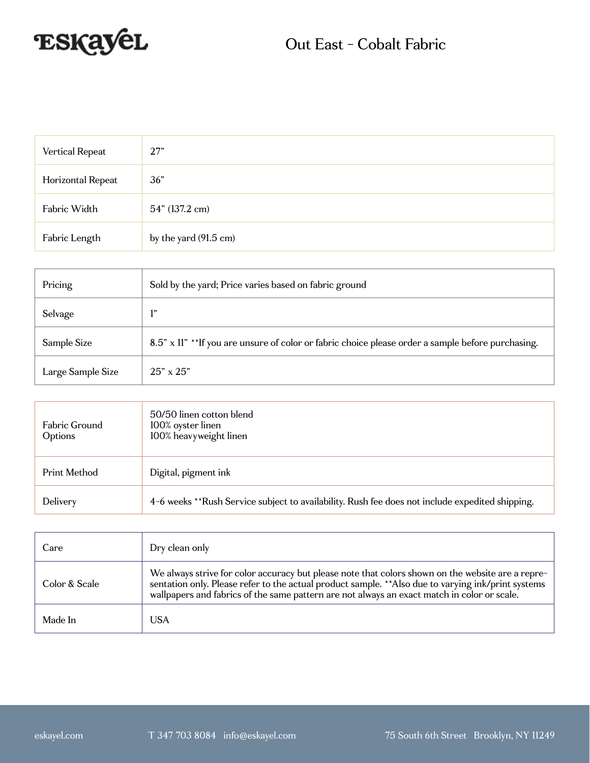# Out East - Cobalt Fabric

| | |
|---|---|
| Vertical Repeat | 27” |
| Horizontal Repeat | 36” |
| Fabric Width | 54” (137.2 cm) |
| Fabric Length | by the yard (91.5 cm) |

| | |
|---|---|
| Pricing | Sold by the yard; Price varies based on fabric ground |
| Selvage | 1” |
| Sample Size | 8.5” x 11” **If you are unsure of color or fabric choice please order a sample before purchasing. |
| Large Sample Size | 25” x 25” |

| | |
|---|---|
| Fabric Ground Options | 50/50 linen cotton blend<br>100% oyster linen<br>100% heavyweight linen |
| Print Method | Digital, pigment ink |
| Delivery | 4-6 weeks **Rush Service subject to availability. Rush fee does not include expedited shipping. |

| | |
|---|---|
| Care | Dry clean only |
| Color & Scale | We always strive for color accuracy but please note that colors shown on the website are a representation only. Please refer to the actual product sample. **Also due to varying ink/print systems wallpapers and fabrics of the same pattern are not always an exact match in color or scale. |
| Made In | USA |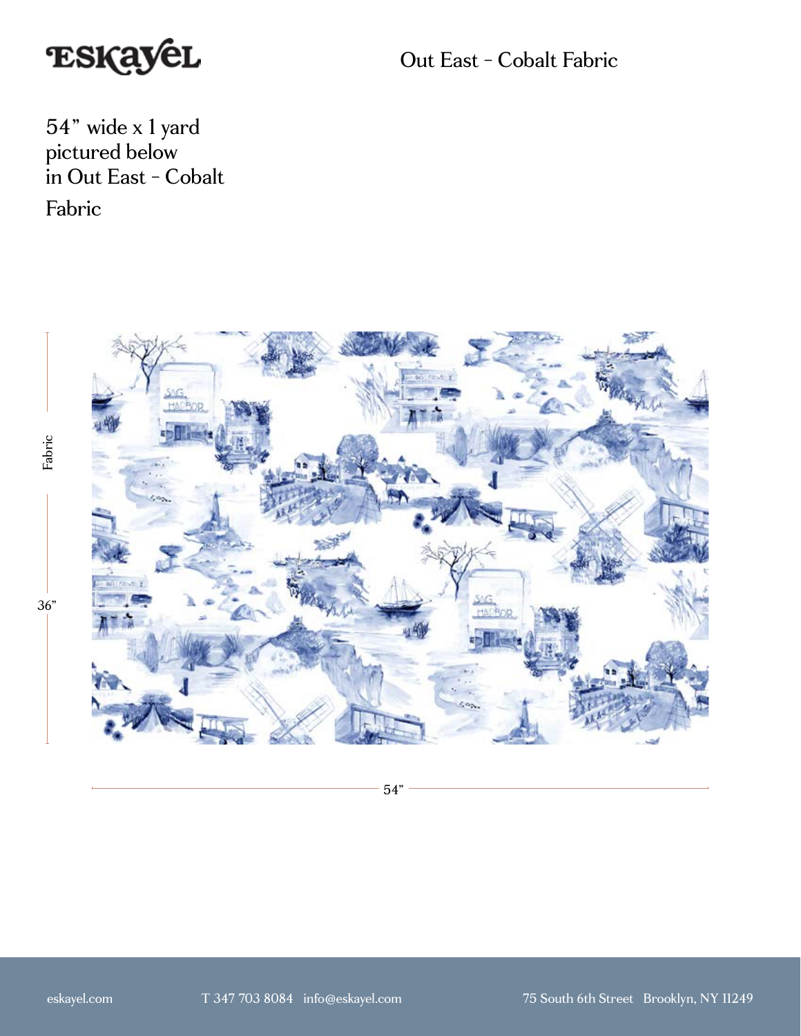Out East - Cobalt Fabric

54" wide x 1 yard
pictured below
in Out East - Cobalt
Fabric

Fabric

36"

54"

eskayel.com

T 347 703 8084 info@eskayel.com

75 South 6th Street Brooklyn, NY 11249